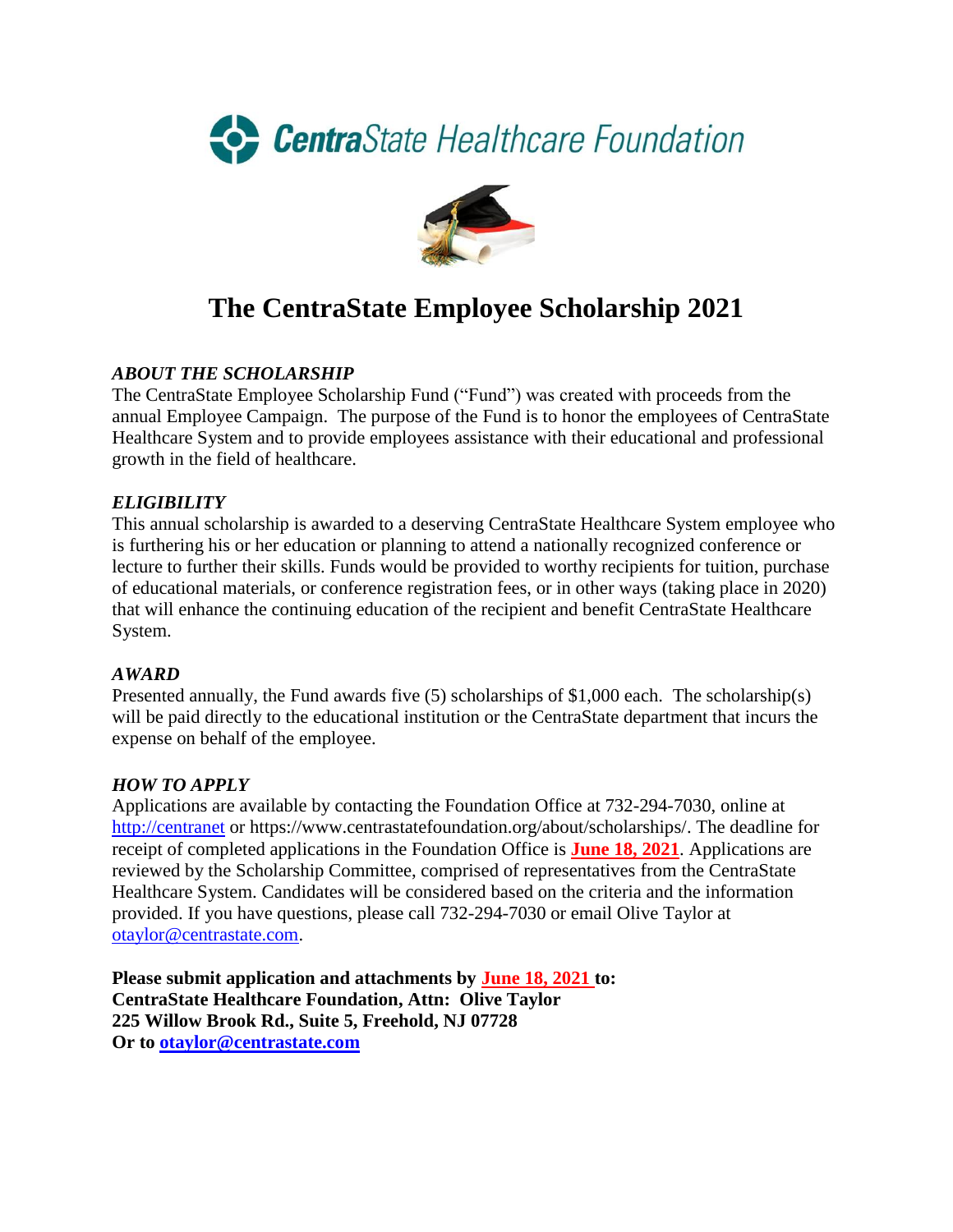CentraState Healthcare Foundation

# The CentraState Employee Scholarship 2021

### *ABOUT THE SCHOLARSHIP*

The CentraState Employee Scholarship Fund ("Fund") was created with proceeds from the annual Employee Campaign. The purpose of the Fund is to honor the employees of CentraState Healthcare System and to provide employees assistance with their educational and professional growth in the field of healthcare.

### *ELIGIBILITY*

This annual scholarship is awarded to a deserving CentraState Healthcare System employee who is furthering his or her education or planning to attend a nationally recognized conference or lecture to further their skills. Funds would be provided to worthy recipients for tuition, purchase of educational materials, or conference registration fees, or in other ways (taking place in 2020) that will enhance the continuing education of the recipient and benefit CentraState Healthcare System.

### *AWARD*

Presented annually, the Fund awards five (5) scholarships of $1,000 each. The scholarship(s) will be paid directly to the educational institution or the CentraState department that incurs the expense on behalf of the employee.

### *HOW TO APPLY*

Applications are available by contacting the Foundation Office at 732-294-7030, online at http://centranet or https://www.centrastatefoundation.org/about/scholarships/. The deadline for receipt of completed applications in the Foundation Office is **June 18, 2021**. Applications are reviewed by the Scholarship Committee, comprised of representatives from the CentraState Healthcare System. Candidates will be considered based on the criteria and the information provided. If you have questions, please call 732-294-7030 or email Olive Taylor at otaylor@centrastate.com.

**Please submit application and attachments by June 18, 2021 to:**
**CentraState Healthcare Foundation, Attn: Olive Taylor**
**225 Willow Brook Rd., Suite 5, Freehold, NJ 07728**
**Or to otaylor@centrastate.com**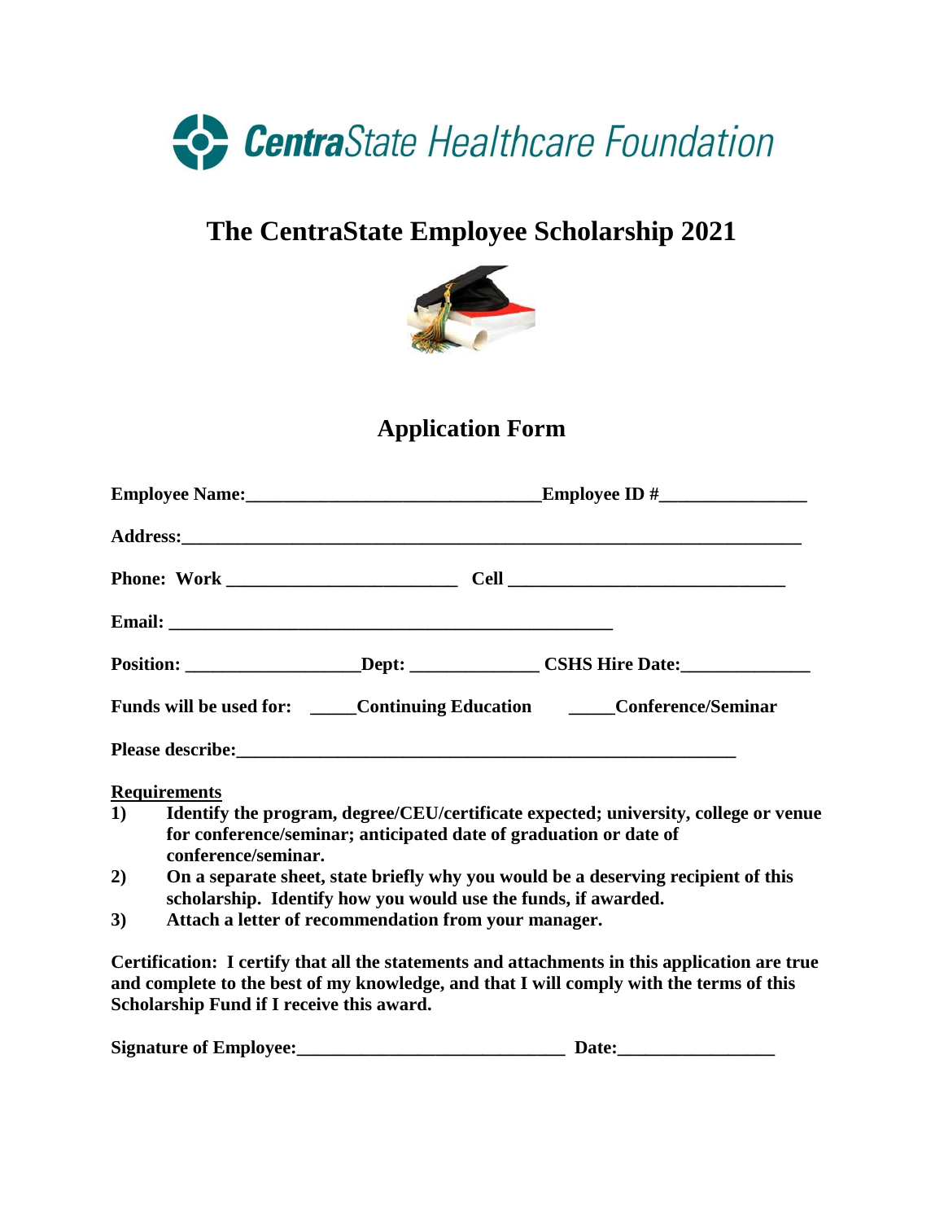CentraState Healthcare Foundation

# The CentraState Employee Scholarship 2021

## Application Form

**Employee Name:________________________________Employee ID #________________**

**Address:______________________________________________________________________**

**Phone: Work _________________________ Cell ______________________________**

**Email: ________________________________________________**

**Position: ___________________Dept: ______________ CSHS Hire Date:______________**

**Funds will be used for: _____Continuing Education _____Conference/Seminar**

**Please describe:____________________________________________________**

**Requirements**

1) **Identify the program, degree/CEU/certificate expected; university, college or venue for conference/seminar; anticipated date of graduation or date of conference/seminar.**
2) **On a separate sheet, state briefly why you would be a deserving recipient of this scholarship. Identify how you would use the funds, if awarded.**
3) **Attach a letter of recommendation from your manager.**

**Certification: I certify that all the statements and attachments in this application are true and complete to the best of my knowledge, and that I will comply with the terms of this Scholarship Fund if I receive this award.**

**Signature of Employee:_____________________________ Date:_________________**